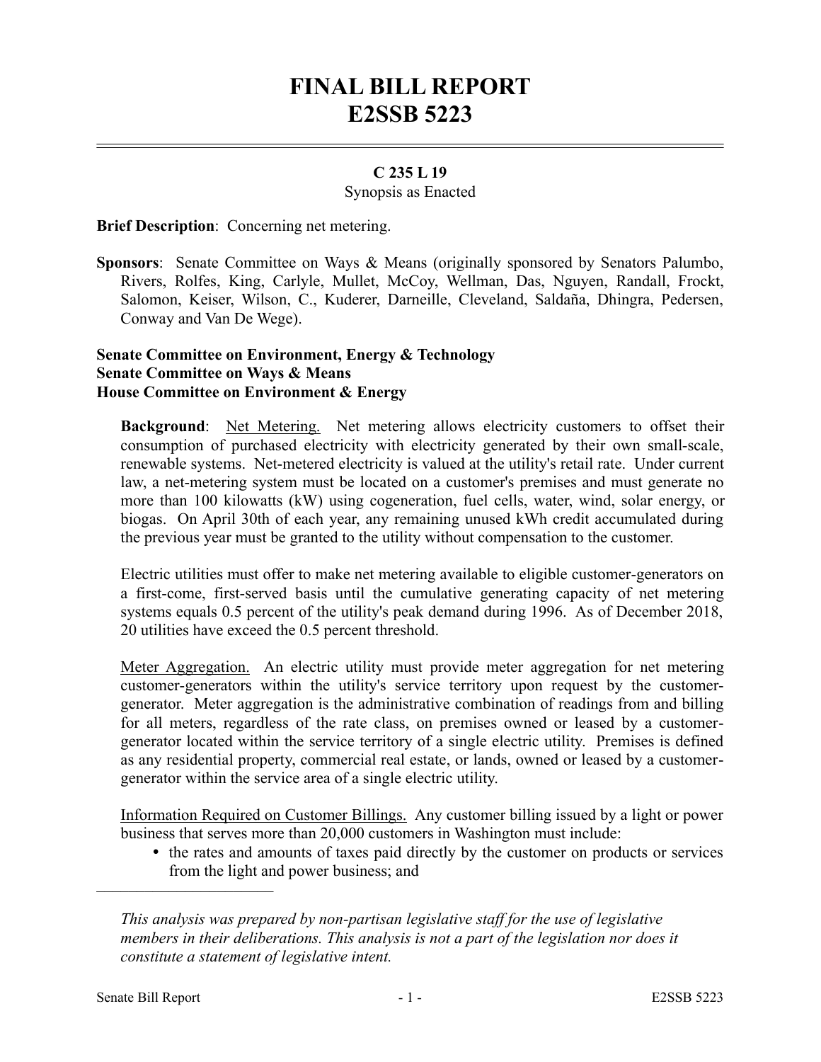# FINAL BILL REPORT
# E2SSB 5223

**C 235 L 19**

Synopsis as Enacted

**Brief Description**: Concerning net metering.

**Sponsors**: Senate Committee on Ways & Means (originally sponsored by Senators Palumbo, Rivers, Rolfes, King, Carlyle, Mullet, McCoy, Wellman, Das, Nguyen, Randall, Frockt, Salomon, Keiser, Wilson, C., Kuderer, Darneille, Cleveland, Saldaña, Dhingra, Pedersen, Conway and Van De Wege).

**Senate Committee on Environment, Energy & Technology**
**Senate Committee on Ways & Means**
**House Committee on Environment & Energy**

**Background**: Net Metering. Net metering allows electricity customers to offset their consumption of purchased electricity with electricity generated by their own small-scale, renewable systems. Net-metered electricity is valued at the utility's retail rate. Under current law, a net-metering system must be located on a customer's premises and must generate no more than 100 kilowatts (kW) using cogeneration, fuel cells, water, wind, solar energy, or biogas. On April 30th of each year, any remaining unused kWh credit accumulated during the previous year must be granted to the utility without compensation to the customer.

Electric utilities must offer to make net metering available to eligible customer-generators on a first-come, first-served basis until the cumulative generating capacity of net metering systems equals 0.5 percent of the utility's peak demand during 1996. As of December 2018, 20 utilities have exceed the 0.5 percent threshold.

Meter Aggregation. An electric utility must provide meter aggregation for net metering customer-generators within the utility's service territory upon request by the customer-generator. Meter aggregation is the administrative combination of readings from and billing for all meters, regardless of the rate class, on premises owned or leased by a customer-generator located within the service territory of a single electric utility. Premises is defined as any residential property, commercial real estate, or lands, owned or leased by a customer-generator within the service area of a single electric utility.

Information Required on Customer Billings. Any customer billing issued by a light or power business that serves more than 20,000 customers in Washington must include:

- the rates and amounts of taxes paid directly by the customer on products or services from the light and power business; and

*This analysis was prepared by non-partisan legislative staff for the use of legislative members in their deliberations. This analysis is not a part of the legislation nor does it constitute a statement of legislative intent.*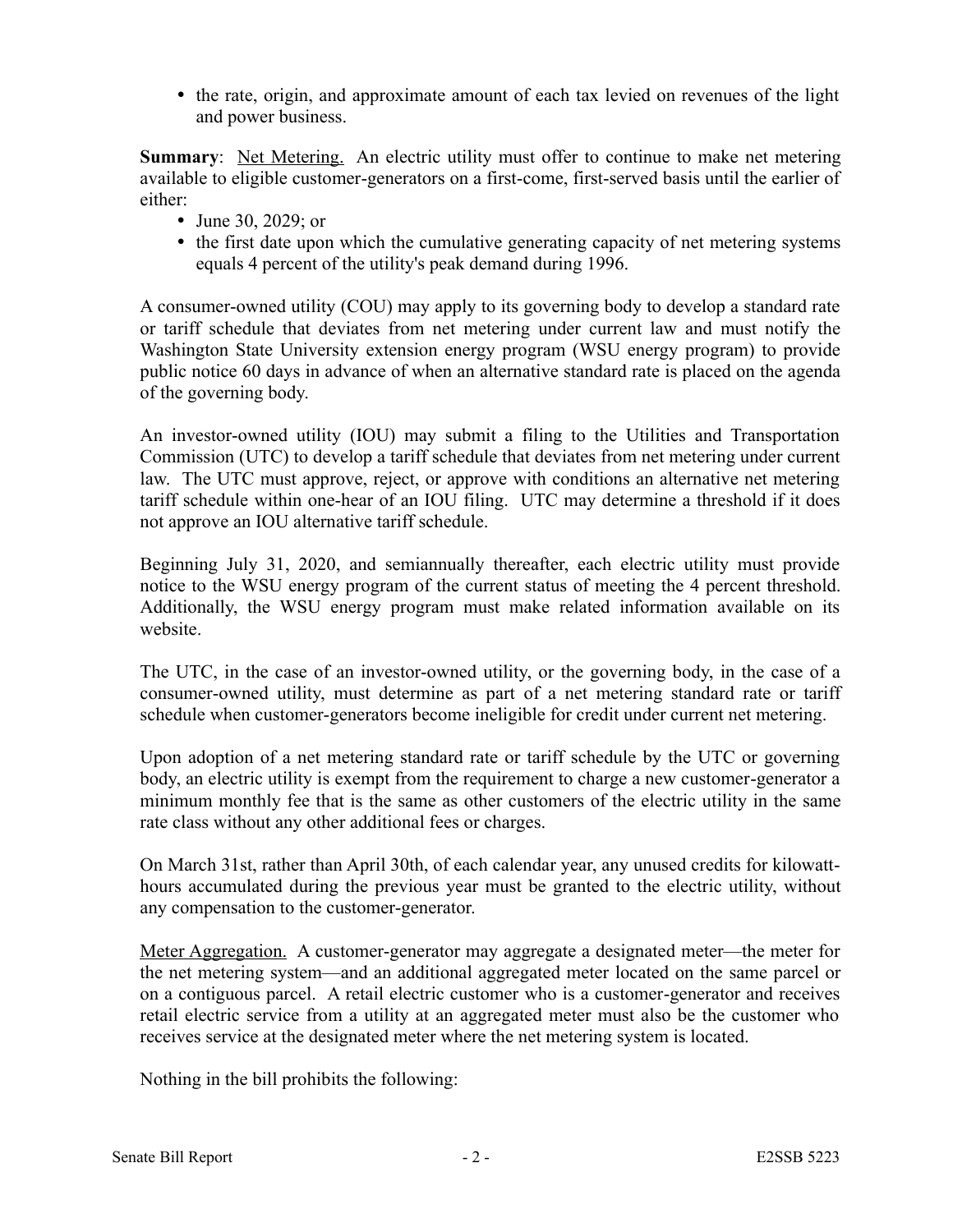- the rate, origin, and approximate amount of each tax levied on revenues of the light and power business.

**Summary**: Net Metering. An electric utility must offer to continue to make net metering available to eligible customer-generators on a first-come, first-served basis until the earlier of either:

- June 30, 2029; or
- the first date upon which the cumulative generating capacity of net metering systems equals 4 percent of the utility's peak demand during 1996.

A consumer-owned utility (COU) may apply to its governing body to develop a standard rate or tariff schedule that deviates from net metering under current law and must notify the Washington State University extension energy program (WSU energy program) to provide public notice 60 days in advance of when an alternative standard rate is placed on the agenda of the governing body.

An investor-owned utility (IOU) may submit a filing to the Utilities and Transportation Commission (UTC) to develop a tariff schedule that deviates from net metering under current law. The UTC must approve, reject, or approve with conditions an alternative net metering tariff schedule within one-hear of an IOU filing. UTC may determine a threshold if it does not approve an IOU alternative tariff schedule.

Beginning July 31, 2020, and semiannually thereafter, each electric utility must provide notice to the WSU energy program of the current status of meeting the 4 percent threshold. Additionally, the WSU energy program must make related information available on its website.

The UTC, in the case of an investor-owned utility, or the governing body, in the case of a consumer-owned utility, must determine as part of a net metering standard rate or tariff schedule when customer-generators become ineligible for credit under current net metering.

Upon adoption of a net metering standard rate or tariff schedule by the UTC or governing body, an electric utility is exempt from the requirement to charge a new customer-generator a minimum monthly fee that is the same as other customers of the electric utility in the same rate class without any other additional fees or charges.

On March 31st, rather than April 30th, of each calendar year, any unused credits for kilowatt-hours accumulated during the previous year must be granted to the electric utility, without any compensation to the customer-generator.

Meter Aggregation. A customer-generator may aggregate a designated meter—the meter for the net metering system—and an additional aggregated meter located on the same parcel or on a contiguous parcel. A retail electric customer who is a customer-generator and receives retail electric service from a utility at an aggregated meter must also be the customer who receives service at the designated meter where the net metering system is located.

Nothing in the bill prohibits the following: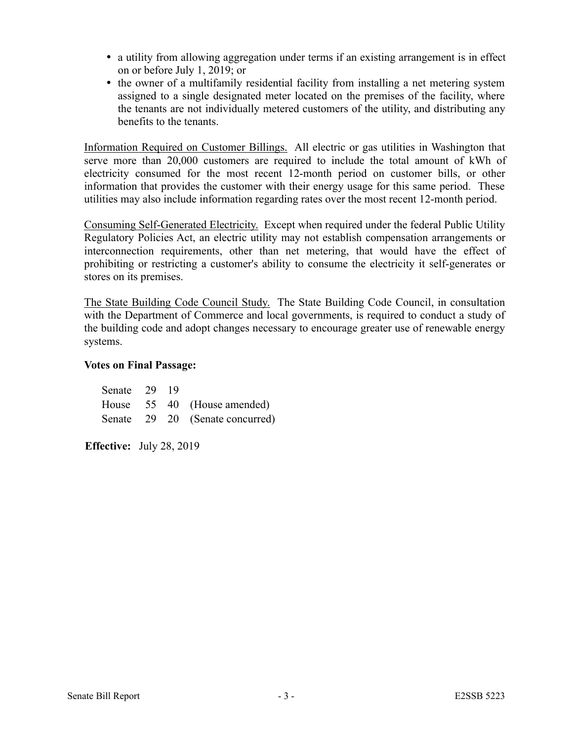- a utility from allowing aggregation under terms if an existing arrangement is in effect on or before July 1, 2019; or
- the owner of a multifamily residential facility from installing a net metering system assigned to a single designated meter located on the premises of the facility, where the tenants are not individually metered customers of the utility, and distributing any benefits to the tenants.

Information Required on Customer Billings. All electric or gas utilities in Washington that serve more than 20,000 customers are required to include the total amount of kWh of electricity consumed for the most recent 12-month period on customer bills, or other information that provides the customer with their energy usage for this same period. These utilities may also include information regarding rates over the most recent 12-month period.

Consuming Self-Generated Electricity. Except when required under the federal Public Utility Regulatory Policies Act, an electric utility may not establish compensation arrangements or interconnection requirements, other than net metering, that would have the effect of prohibiting or restricting a customer's ability to consume the electricity it self-generates or stores on its premises.

The State Building Code Council Study. The State Building Code Council, in consultation with the Department of Commerce and local governments, is required to conduct a study of the building code and adopt changes necessary to encourage greater use of renewable energy systems.

**Votes on Final Passage:**

| | | | |
|---|---|---|---|
| Senate | 29 | 19 | |
| House | 55 | 40 | (House amended) |
| Senate | 29 | 20 | (Senate concurred) |

**Effective:** July 28, 2019